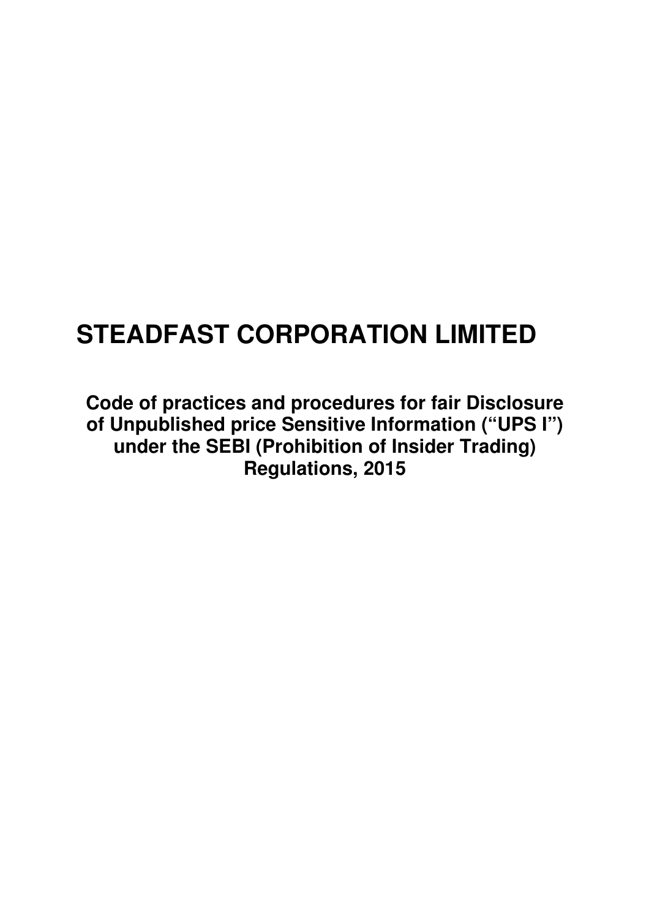# STEADFAST CORPORATION LIMITED

## Code of practices and procedures for fair Disclosure of Unpublished price Sensitive Information ("UPS I") under the SEBI (Prohibition of Insider Trading) Regulations, 2015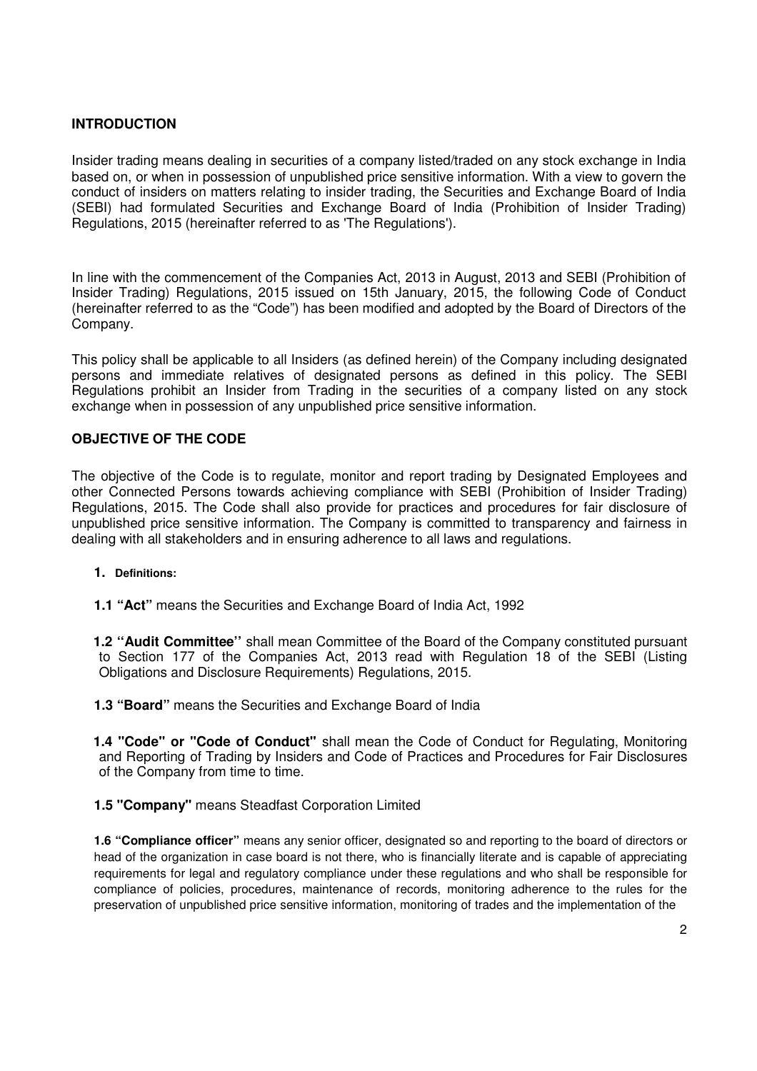## INTRODUCTION

Insider trading means dealing in securities of a company listed/traded on any stock exchange in India based on, or when in possession of unpublished price sensitive information. With a view to govern the conduct of insiders on matters relating to insider trading, the Securities and Exchange Board of India (SEBI) had formulated Securities and Exchange Board of India (Prohibition of Insider Trading) Regulations, 2015 (hereinafter referred to as 'The Regulations').

In line with the commencement of the Companies Act, 2013 in August, 2013 and SEBI (Prohibition of Insider Trading) Regulations, 2015 issued on 15th January, 2015, the following Code of Conduct (hereinafter referred to as the "Code") has been modified and adopted by the Board of Directors of the Company.

This policy shall be applicable to all Insiders (as defined herein) of the Company including designated persons and immediate relatives of designated persons as defined in this policy. The SEBI Regulations prohibit an Insider from Trading in the securities of a company listed on any stock exchange when in possession of any unpublished price sensitive information.

## OBJECTIVE OF THE CODE

The objective of the Code is to regulate, monitor and report trading by Designated Employees and other Connected Persons towards achieving compliance with SEBI (Prohibition of Insider Trading) Regulations, 2015. The Code shall also provide for practices and procedures for fair disclosure of unpublished price sensitive information. The Company is committed to transparency and fairness in dealing with all stakeholders and in ensuring adherence to all laws and regulations.

**1. Definitions:**

**1.1 "Act"** means the Securities and Exchange Board of India Act, 1992

**1.2 "Audit Committee"** shall mean Committee of the Board of the Company constituted pursuant to Section 177 of the Companies Act, 2013 read with Regulation 18 of the SEBI (Listing Obligations and Disclosure Requirements) Regulations, 2015.

**1.3 "Board"** means the Securities and Exchange Board of India

**1.4 "Code" or "Code of Conduct"** shall mean the Code of Conduct for Regulating, Monitoring and Reporting of Trading by Insiders and Code of Practices and Procedures for Fair Disclosures of the Company from time to time.

**1.5 "Company"** means Steadfast Corporation Limited

**1.6 "Compliance officer"** means any senior officer, designated so and reporting to the board of directors or head of the organization in case board is not there, who is financially literate and is capable of appreciating requirements for legal and regulatory compliance under these regulations and who shall be responsible for compliance of policies, procedures, maintenance of records, monitoring adherence to the rules for the preservation of unpublished price sensitive information, monitoring of trades and the implementation of the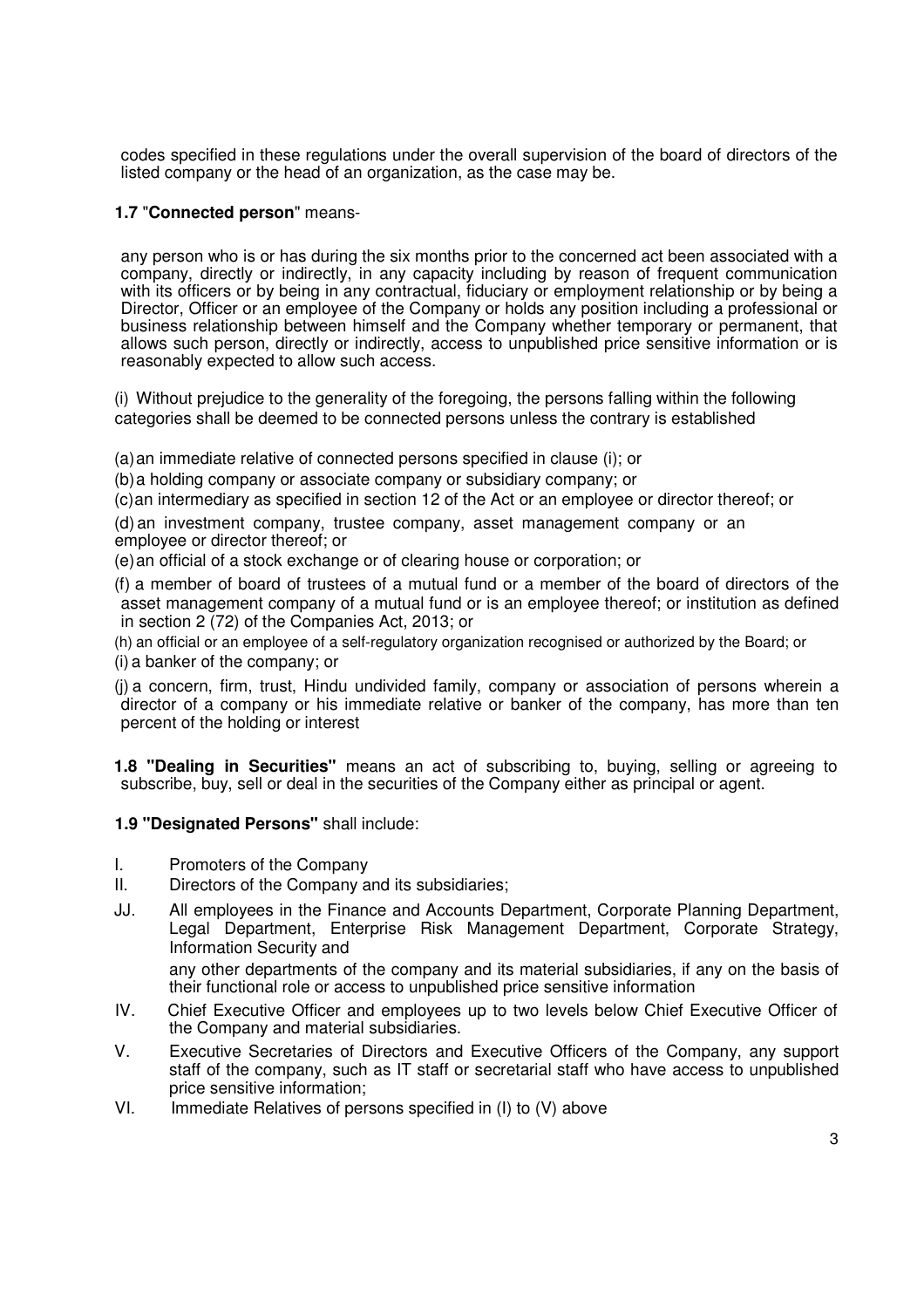codes specified in these regulations under the overall supervision of the board of directors of the listed company or the head of an organization, as the case may be.

**1.7** "**Connected person**" means-

any person who is or has during the six months prior to the concerned act been associated with a company, directly or indirectly, in any capacity including by reason of frequent communication with its officers or by being in any contractual, fiduciary or employment relationship or by being a Director, Officer or an employee of the Company or holds any position including a professional or business relationship between himself and the Company whether temporary or permanent, that allows such person, directly or indirectly, access to unpublished price sensitive information or is reasonably expected to allow such access.

(i) Without prejudice to the generality of the foregoing, the persons falling within the following categories shall be deemed to be connected persons unless the contrary is established

(a) an immediate relative of connected persons specified in clause (i); or

(b) a holding company or associate company or subsidiary company; or

(c) an intermediary as specified in section 12 of the Act or an employee or director thereof; or

(d) an investment company, trustee company, asset management company or an employee or director thereof; or

(e) an official of a stock exchange or of clearing house or corporation; or

(f) a member of board of trustees of a mutual fund or a member of the board of directors of the asset management company of a mutual fund or is an employee thereof; or institution as defined in section 2 (72) of the Companies Act, 2013; or

(h) an official or an employee of a self-regulatory organization recognised or authorized by the Board; or

(i) a banker of the company; or

(j) a concern, firm, trust, Hindu undivided family, company or association of persons wherein a director of a company or his immediate relative or banker of the company, has more than ten percent of the holding or interest

**1.8 "Dealing in Securities"** means an act of subscribing to, buying, selling or agreeing to subscribe, buy, sell or deal in the securities of the Company either as principal or agent.

**1.9 "Designated Persons"** shall include:

I. Promoters of the Company

II. Directors of the Company and its subsidiaries;

JJ. All employees in the Finance and Accounts Department, Corporate Planning Department, Legal Department, Enterprise Risk Management Department, Corporate Strategy, Information Security and

any other departments of the company and its material subsidiaries, if any on the basis of their functional role or access to unpublished price sensitive information

IV. Chief Executive Officer and employees up to two levels below Chief Executive Officer of the Company and material subsidiaries.

V. Executive Secretaries of Directors and Executive Officers of the Company, any support staff of the company, such as IT staff or secretarial staff who have access to unpublished price sensitive information;

VI. Immediate Relatives of persons specified in (I) to (V) above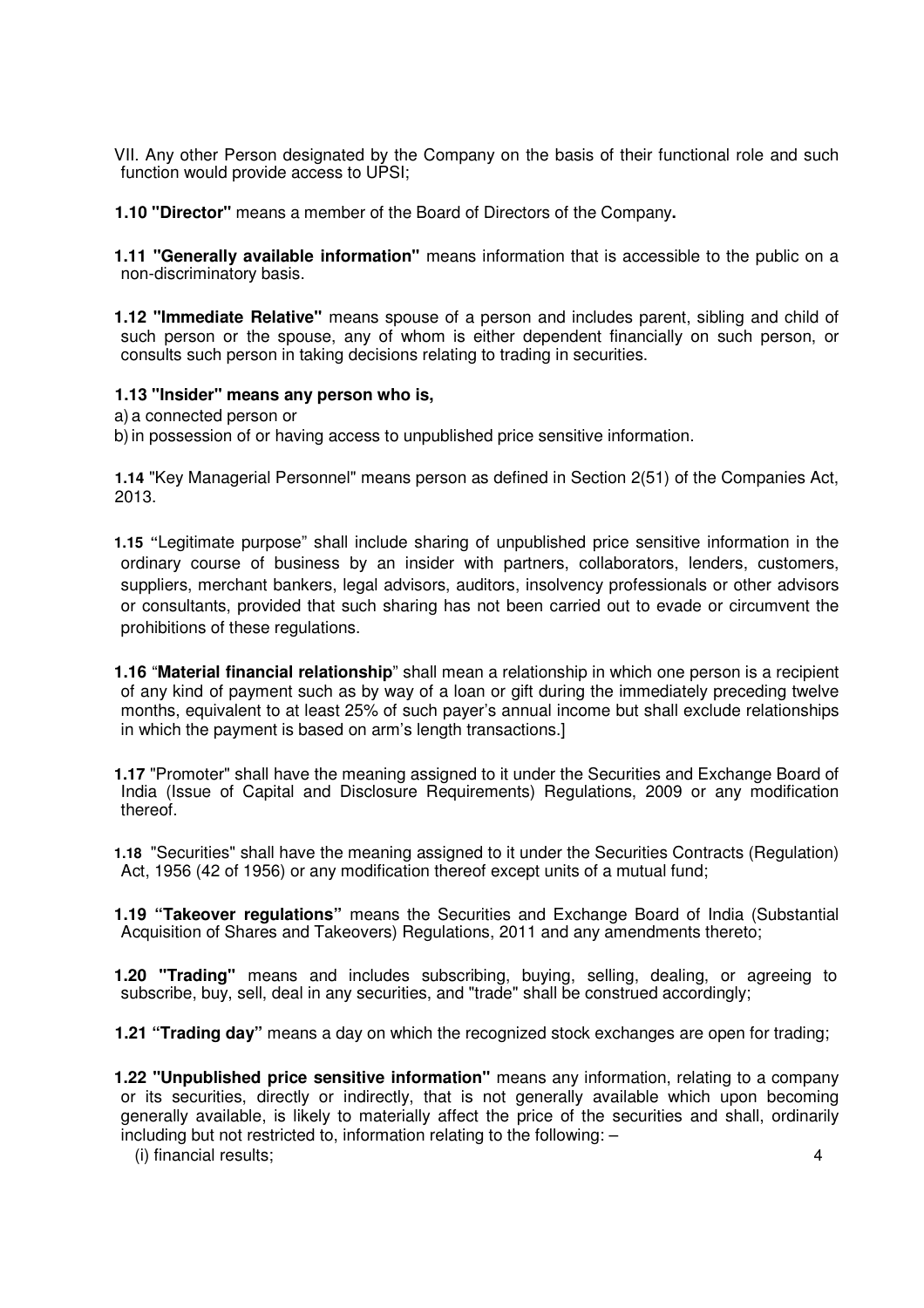VII. Any other Person designated by the Company on the basis of their functional role and such function would provide access to UPSI;

**1.10 "Director"** means a member of the Board of Directors of the Company**.**

**1.11 "Generally available information"** means information that is accessible to the public on a non-discriminatory basis.

**1.12 "Immediate Relative"** means spouse of a person and includes parent, sibling and child of such person or the spouse, any of whom is either dependent financially on such person, or consults such person in taking decisions relating to trading in securities.

**1.13 "Insider" means any person who is,**

a) a connected person or

b) in possession of or having access to unpublished price sensitive information.

**1.14** "Key Managerial Personnel" means person as defined in Section 2(51) of the Companies Act, 2013.

**1.15** "Legitimate purpose" shall include sharing of unpublished price sensitive information in the ordinary course of business by an insider with partners, collaborators, lenders, customers, suppliers, merchant bankers, legal advisors, auditors, insolvency professionals or other advisors or consultants, provided that such sharing has not been carried out to evade or circumvent the prohibitions of these regulations.

**1.16** "**Material financial relationship**" shall mean a relationship in which one person is a recipient of any kind of payment such as by way of a loan or gift during the immediately preceding twelve months, equivalent to at least 25% of such payer's annual income but shall exclude relationships in which the payment is based on arm's length transactions.]

**1.17** "Promoter" shall have the meaning assigned to it under the Securities and Exchange Board of India (Issue of Capital and Disclosure Requirements) Regulations, 2009 or any modification thereof.

**1.18** "Securities" shall have the meaning assigned to it under the Securities Contracts (Regulation) Act, 1956 (42 of 1956) or any modification thereof except units of a mutual fund;

**1.19 "Takeover regulations"** means the Securities and Exchange Board of India (Substantial Acquisition of Shares and Takeovers) Regulations, 2011 and any amendments thereto;

**1.20 "Trading"** means and includes subscribing, buying, selling, dealing, or agreeing to subscribe, buy, sell, deal in any securities, and "trade" shall be construed accordingly;

**1.21 "Trading day"** means a day on which the recognized stock exchanges are open for trading;

**1.22 "Unpublished price sensitive information"** means any information, relating to a company or its securities, directly or indirectly, that is not generally available which upon becoming generally available, is likely to materially affect the price of the securities and shall, ordinarily including but not restricted to, information relating to the following: –

(i) financial results;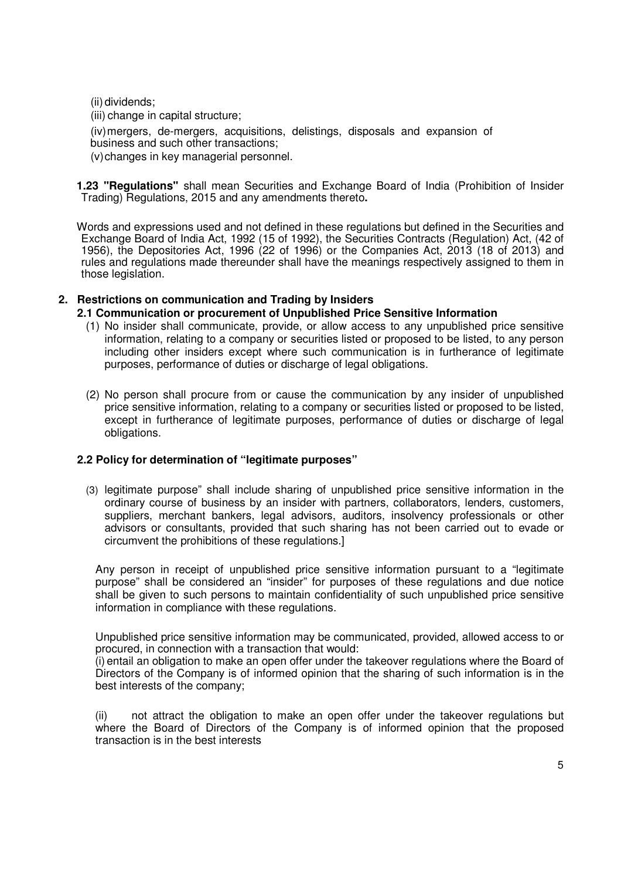(ii) dividends;

(iii) change in capital structure;

(iv) mergers, de-mergers, acquisitions, delistings, disposals and expansion of business and such other transactions;

(v) changes in key managerial personnel.

**1.23 "Regulations"** shall mean Securities and Exchange Board of India (Prohibition of Insider Trading) Regulations, 2015 and any amendments thereto**.**

Words and expressions used and not defined in these regulations but defined in the Securities and Exchange Board of India Act, 1992 (15 of 1992), the Securities Contracts (Regulation) Act, (42 of 1956), the Depositories Act, 1996 (22 of 1996) or the Companies Act, 2013 (18 of 2013) and rules and regulations made thereunder shall have the meanings respectively assigned to them in those legislation.

## 2. Restrictions on communication and Trading by Insiders

### 2.1 Communication or procurement of Unpublished Price Sensitive Information

(1) No insider shall communicate, provide, or allow access to any unpublished price sensitive information, relating to a company or securities listed or proposed to be listed, to any person including other insiders except where such communication is in furtherance of legitimate purposes, performance of duties or discharge of legal obligations.

(2) No person shall procure from or cause the communication by any insider of unpublished price sensitive information, relating to a company or securities listed or proposed to be listed, except in furtherance of legitimate purposes, performance of duties or discharge of legal obligations.

### 2.2 Policy for determination of "legitimate purposes"

(3) legitimate purpose" shall include sharing of unpublished price sensitive information in the ordinary course of business by an insider with partners, collaborators, lenders, customers, suppliers, merchant bankers, legal advisors, auditors, insolvency professionals or other advisors or consultants, provided that such sharing has not been carried out to evade or circumvent the prohibitions of these regulations.]

Any person in receipt of unpublished price sensitive information pursuant to a "legitimate purpose" shall be considered an "insider" for purposes of these regulations and due notice shall be given to such persons to maintain confidentiality of such unpublished price sensitive information in compliance with these regulations.

Unpublished price sensitive information may be communicated, provided, allowed access to or procured, in connection with a transaction that would:

(i) entail an obligation to make an open offer under the takeover regulations where the Board of Directors of the Company is of informed opinion that the sharing of such information is in the best interests of the company;

(ii) not attract the obligation to make an open offer under the takeover regulations but where the Board of Directors of the Company is of informed opinion that the proposed transaction is in the best interests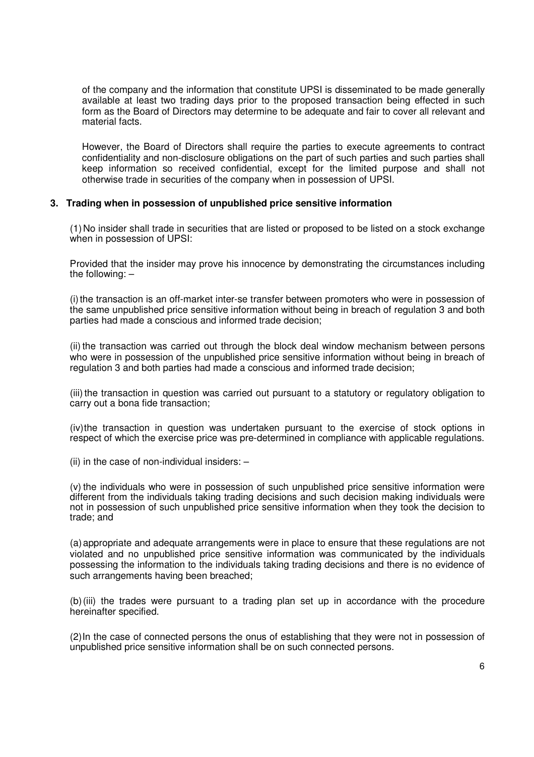of the company and the information that constitute UPSI is disseminated to be made generally available at least two trading days prior to the proposed transaction being effected in such form as the Board of Directors may determine to be adequate and fair to cover all relevant and material facts.

However, the Board of Directors shall require the parties to execute agreements to contract confidentiality and non-disclosure obligations on the part of such parties and such parties shall keep information so received confidential, except for the limited purpose and shall not otherwise trade in securities of the company when in possession of UPSI.

### 3. Trading when in possession of unpublished price sensitive information

(1) No insider shall trade in securities that are listed or proposed to be listed on a stock exchange when in possession of UPSI:

Provided that the insider may prove his innocence by demonstrating the circumstances including the following: –

(i) the transaction is an off-market inter-se transfer between promoters who were in possession of the same unpublished price sensitive information without being in breach of regulation 3 and both parties had made a conscious and informed trade decision;

(ii) the transaction was carried out through the block deal window mechanism between persons who were in possession of the unpublished price sensitive information without being in breach of regulation 3 and both parties had made a conscious and informed trade decision;

(iii) the transaction in question was carried out pursuant to a statutory or regulatory obligation to carry out a bona fide transaction;

(iv) the transaction in question was undertaken pursuant to the exercise of stock options in respect of which the exercise price was pre-determined in compliance with applicable regulations.

(ii) in the case of non-individual insiders: –

(v) the individuals who were in possession of such unpublished price sensitive information were different from the individuals taking trading decisions and such decision making individuals were not in possession of such unpublished price sensitive information when they took the decision to trade; and

(a) appropriate and adequate arrangements were in place to ensure that these regulations are not violated and no unpublished price sensitive information was communicated by the individuals possessing the information to the individuals taking trading decisions and there is no evidence of such arrangements having been breached;

(b) (iii) the trades were pursuant to a trading plan set up in accordance with the procedure hereinafter specified.

(2) In the case of connected persons the onus of establishing that they were not in possession of unpublished price sensitive information shall be on such connected persons.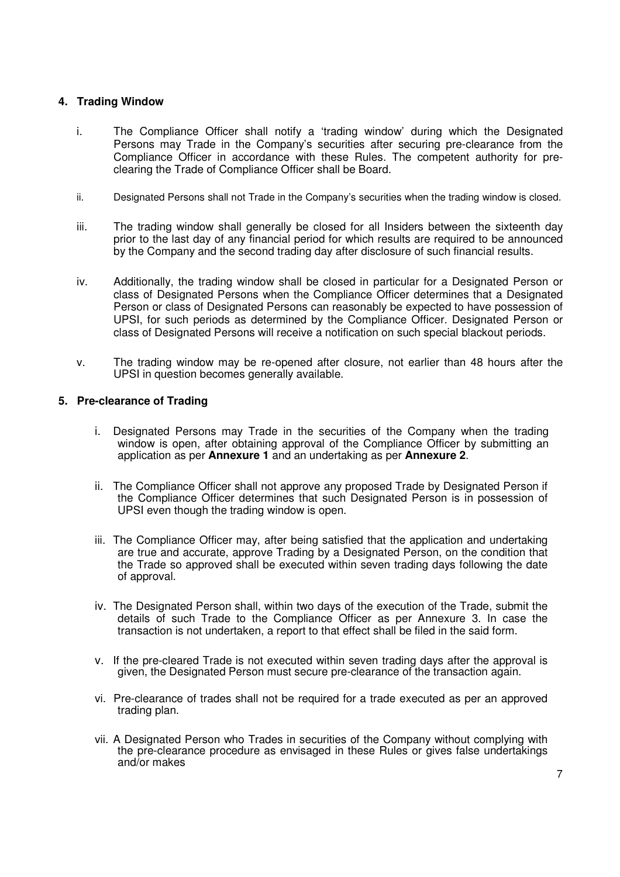## 4. Trading Window

i. The Compliance Officer shall notify a 'trading window' during which the Designated Persons may Trade in the Company's securities after securing pre-clearance from the Compliance Officer in accordance with these Rules. The competent authority for pre-clearing the Trade of Compliance Officer shall be Board.

ii. Designated Persons shall not Trade in the Company's securities when the trading window is closed.

iii. The trading window shall generally be closed for all Insiders between the sixteenth day prior to the last day of any financial period for which results are required to be announced by the Company and the second trading day after disclosure of such financial results.

iv. Additionally, the trading window shall be closed in particular for a Designated Person or class of Designated Persons when the Compliance Officer determines that a Designated Person or class of Designated Persons can reasonably be expected to have possession of UPSI, for such periods as determined by the Compliance Officer. Designated Person or class of Designated Persons will receive a notification on such special blackout periods.

v. The trading window may be re-opened after closure, not earlier than 48 hours after the UPSI in question becomes generally available.

## 5. Pre-clearance of Trading

i. Designated Persons may Trade in the securities of the Company when the trading window is open, after obtaining approval of the Compliance Officer by submitting an application as per **Annexure 1** and an undertaking as per **Annexure 2**.

ii. The Compliance Officer shall not approve any proposed Trade by Designated Person if the Compliance Officer determines that such Designated Person is in possession of UPSI even though the trading window is open.

iii. The Compliance Officer may, after being satisfied that the application and undertaking are true and accurate, approve Trading by a Designated Person, on the condition that the Trade so approved shall be executed within seven trading days following the date of approval.

iv. The Designated Person shall, within two days of the execution of the Trade, submit the details of such Trade to the Compliance Officer as per Annexure 3. In case the transaction is not undertaken, a report to that effect shall be filed in the said form.

v. If the pre-cleared Trade is not executed within seven trading days after the approval is given, the Designated Person must secure pre-clearance of the transaction again.

vi. Pre-clearance of trades shall not be required for a trade executed as per an approved trading plan.

vii. A Designated Person who Trades in securities of the Company without complying with the pre-clearance procedure as envisaged in these Rules or gives false undertakings and/or makes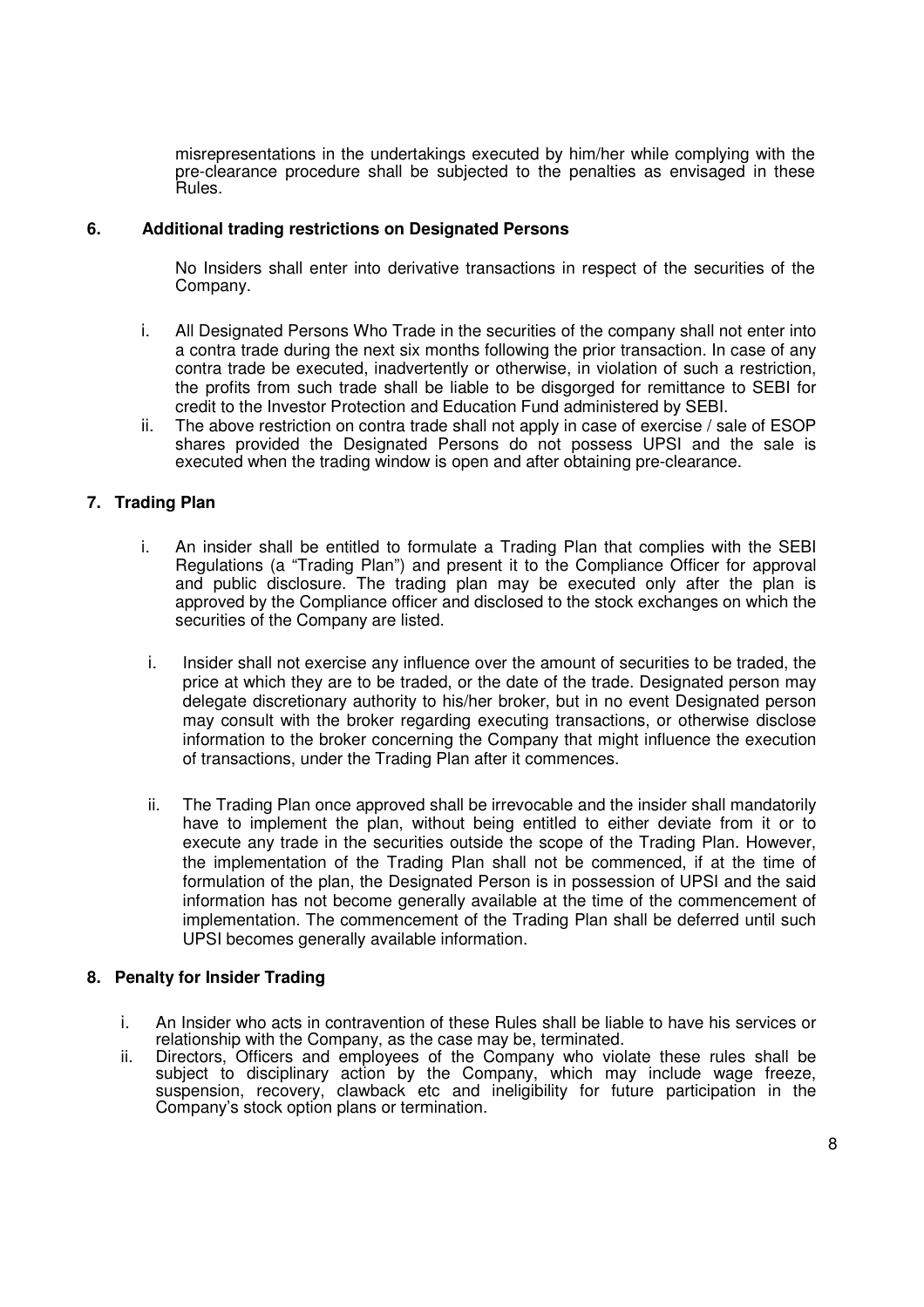misrepresentations in the undertakings executed by him/her while complying with the pre-clearance procedure shall be subjected to the penalties as envisaged in these Rules.

## 6. Additional trading restrictions on Designated Persons

No Insiders shall enter into derivative transactions in respect of the securities of the Company.

i. All Designated Persons Who Trade in the securities of the company shall not enter into a contra trade during the next six months following the prior transaction. In case of any contra trade be executed, inadvertently or otherwise, in violation of such a restriction, the profits from such trade shall be liable to be disgorged for remittance to SEBI for credit to the Investor Protection and Education Fund administered by SEBI.

ii. The above restriction on contra trade shall not apply in case of exercise / sale of ESOP shares provided the Designated Persons do not possess UPSI and the sale is executed when the trading window is open and after obtaining pre-clearance.

## 7. Trading Plan

i. An insider shall be entitled to formulate a Trading Plan that complies with the SEBI Regulations (a "Trading Plan") and present it to the Compliance Officer for approval and public disclosure. The trading plan may be executed only after the plan is approved by the Compliance officer and disclosed to the stock exchanges on which the securities of the Company are listed.

i. Insider shall not exercise any influence over the amount of securities to be traded, the price at which they are to be traded, or the date of the trade. Designated person may delegate discretionary authority to his/her broker, but in no event Designated person may consult with the broker regarding executing transactions, or otherwise disclose information to the broker concerning the Company that might influence the execution of transactions, under the Trading Plan after it commences.

ii. The Trading Plan once approved shall be irrevocable and the insider shall mandatorily have to implement the plan, without being entitled to either deviate from it or to execute any trade in the securities outside the scope of the Trading Plan. However, the implementation of the Trading Plan shall not be commenced, if at the time of formulation of the plan, the Designated Person is in possession of UPSI and the said information has not become generally available at the time of the commencement of implementation. The commencement of the Trading Plan shall be deferred until such UPSI becomes generally available information.

## 8. Penalty for Insider Trading

i. An Insider who acts in contravention of these Rules shall be liable to have his services or relationship with the Company, as the case may be, terminated.

ii. Directors, Officers and employees of the Company who violate these rules shall be subject to disciplinary action by the Company, which may include wage freeze, suspension, recovery, clawback etc and ineligibility for future participation in the Company's stock option plans or termination.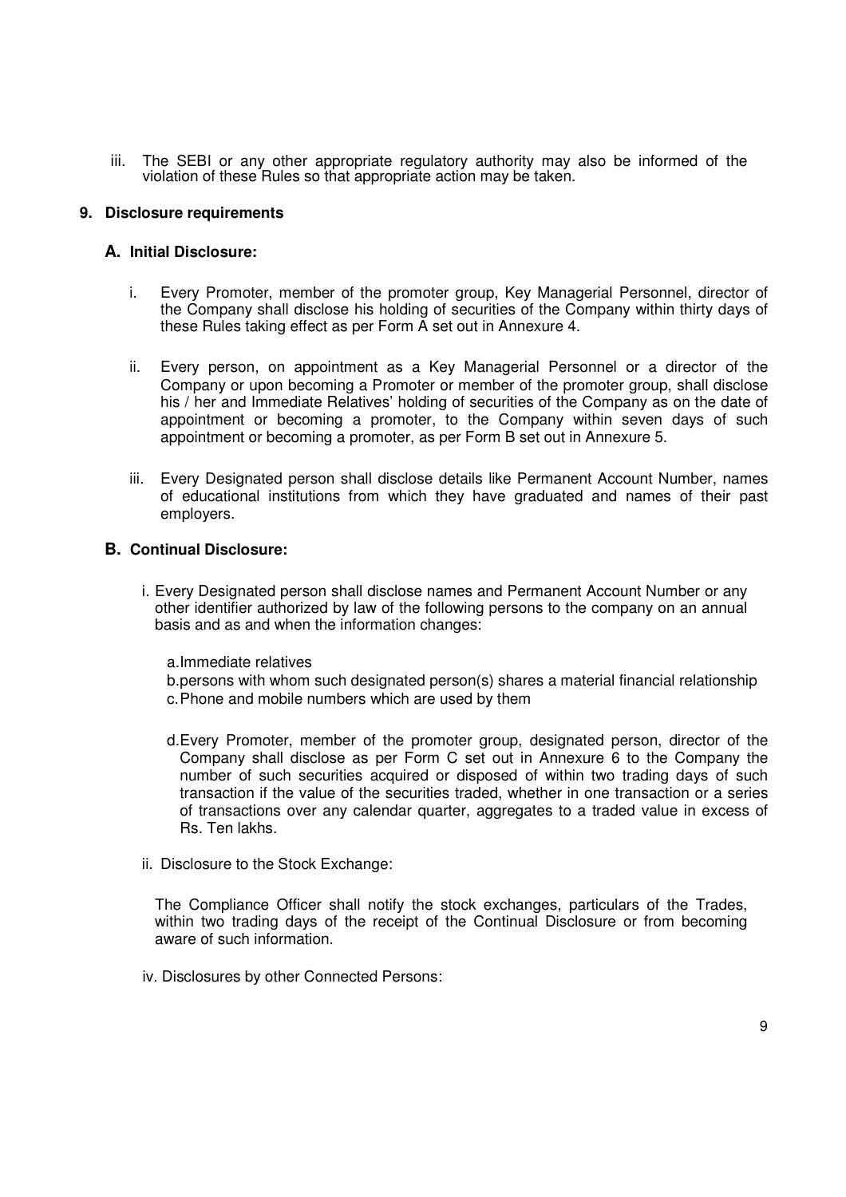iii. The SEBI or any other appropriate regulatory authority may also be informed of the violation of these Rules so that appropriate action may be taken.

## 9. Disclosure requirements

### A. Initial Disclosure:

i. Every Promoter, member of the promoter group, Key Managerial Personnel, director of the Company shall disclose his holding of securities of the Company within thirty days of these Rules taking effect as per Form A set out in Annexure 4.

ii. Every person, on appointment as a Key Managerial Personnel or a director of the Company or upon becoming a Promoter or member of the promoter group, shall disclose his / her and Immediate Relatives' holding of securities of the Company as on the date of appointment or becoming a promoter, to the Company within seven days of such appointment or becoming a promoter, as per Form B set out in Annexure 5.

iii. Every Designated person shall disclose details like Permanent Account Number, names of educational institutions from which they have graduated and names of their past employers.

### B. Continual Disclosure:

i. Every Designated person shall disclose names and Permanent Account Number or any other identifier authorized by law of the following persons to the company on an annual basis and as and when the information changes:

a. Immediate relatives
b. persons with whom such designated person(s) shares a material financial relationship
c. Phone and mobile numbers which are used by them

d. Every Promoter, member of the promoter group, designated person, director of the Company shall disclose as per Form C set out in Annexure 6 to the Company the number of such securities acquired or disposed of within two trading days of such transaction if the value of the securities traded, whether in one transaction or a series of transactions over any calendar quarter, aggregates to a traded value in excess of Rs. Ten lakhs.

ii. Disclosure to the Stock Exchange:

The Compliance Officer shall notify the stock exchanges, particulars of the Trades, within two trading days of the receipt of the Continual Disclosure or from becoming aware of such information.

iv. Disclosures by other Connected Persons: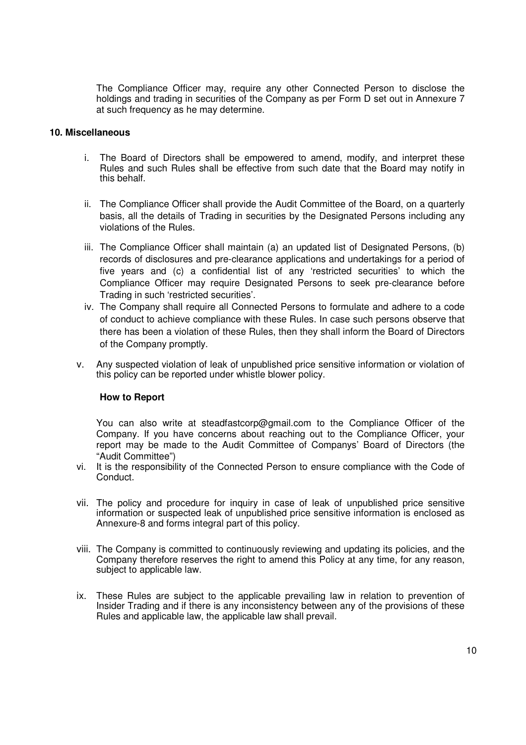The Compliance Officer may, require any other Connected Person to disclose the holdings and trading in securities of the Company as per Form D set out in Annexure 7 at such frequency as he may determine.

## 10. Miscellaneous

i. The Board of Directors shall be empowered to amend, modify, and interpret these Rules and such Rules shall be effective from such date that the Board may notify in this behalf.

ii. The Compliance Officer shall provide the Audit Committee of the Board, on a quarterly basis, all the details of Trading in securities by the Designated Persons including any violations of the Rules.

iii. The Compliance Officer shall maintain (a) an updated list of Designated Persons, (b) records of disclosures and pre-clearance applications and undertakings for a period of five years and (c) a confidential list of any 'restricted securities' to which the Compliance Officer may require Designated Persons to seek pre-clearance before Trading in such 'restricted securities'.

iv. The Company shall require all Connected Persons to formulate and adhere to a code of conduct to achieve compliance with these Rules. In case such persons observe that there has been a violation of these Rules, then they shall inform the Board of Directors of the Company promptly.

v. Any suspected violation of leak of unpublished price sensitive information or violation of this policy can be reported under whistle blower policy.

**How to Report**

You can also write at steadfastcorp@gmail.com to the Compliance Officer of the Company. If you have concerns about reaching out to the Compliance Officer, your report may be made to the Audit Committee of Companys' Board of Directors (the "Audit Committee")

vi. It is the responsibility of the Connected Person to ensure compliance with the Code of Conduct.

vii. The policy and procedure for inquiry in case of leak of unpublished price sensitive information or suspected leak of unpublished price sensitive information is enclosed as Annexure-8 and forms integral part of this policy.

viii. The Company is committed to continuously reviewing and updating its policies, and the Company therefore reserves the right to amend this Policy at any time, for any reason, subject to applicable law.

ix. These Rules are subject to the applicable prevailing law in relation to prevention of Insider Trading and if there is any inconsistency between any of the provisions of these Rules and applicable law, the applicable law shall prevail.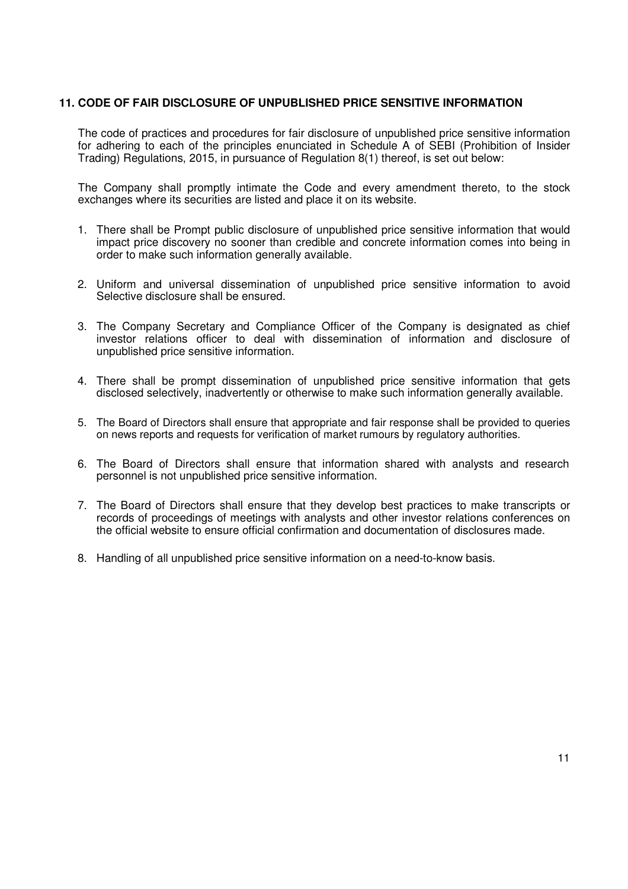## 11. CODE OF FAIR DISCLOSURE OF UNPUBLISHED PRICE SENSITIVE INFORMATION

The code of practices and procedures for fair disclosure of unpublished price sensitive information for adhering to each of the principles enunciated in Schedule A of SEBI (Prohibition of Insider Trading) Regulations, 2015, in pursuance of Regulation 8(1) thereof, is set out below:

The Company shall promptly intimate the Code and every amendment thereto, to the stock exchanges where its securities are listed and place it on its website.

1. There shall be Prompt public disclosure of unpublished price sensitive information that would impact price discovery no sooner than credible and concrete information comes into being in order to make such information generally available.

2. Uniform and universal dissemination of unpublished price sensitive information to avoid Selective disclosure shall be ensured.

3. The Company Secretary and Compliance Officer of the Company is designated as chief investor relations officer to deal with dissemination of information and disclosure of unpublished price sensitive information.

4. There shall be prompt dissemination of unpublished price sensitive information that gets disclosed selectively, inadvertently or otherwise to make such information generally available.

5. The Board of Directors shall ensure that appropriate and fair response shall be provided to queries on news reports and requests for verification of market rumours by regulatory authorities.

6. The Board of Directors shall ensure that information shared with analysts and research personnel is not unpublished price sensitive information.

7. The Board of Directors shall ensure that they develop best practices to make transcripts or records of proceedings of meetings with analysts and other investor relations conferences on the official website to ensure official confirmation and documentation of disclosures made.

8. Handling of all unpublished price sensitive information on a need-to-know basis.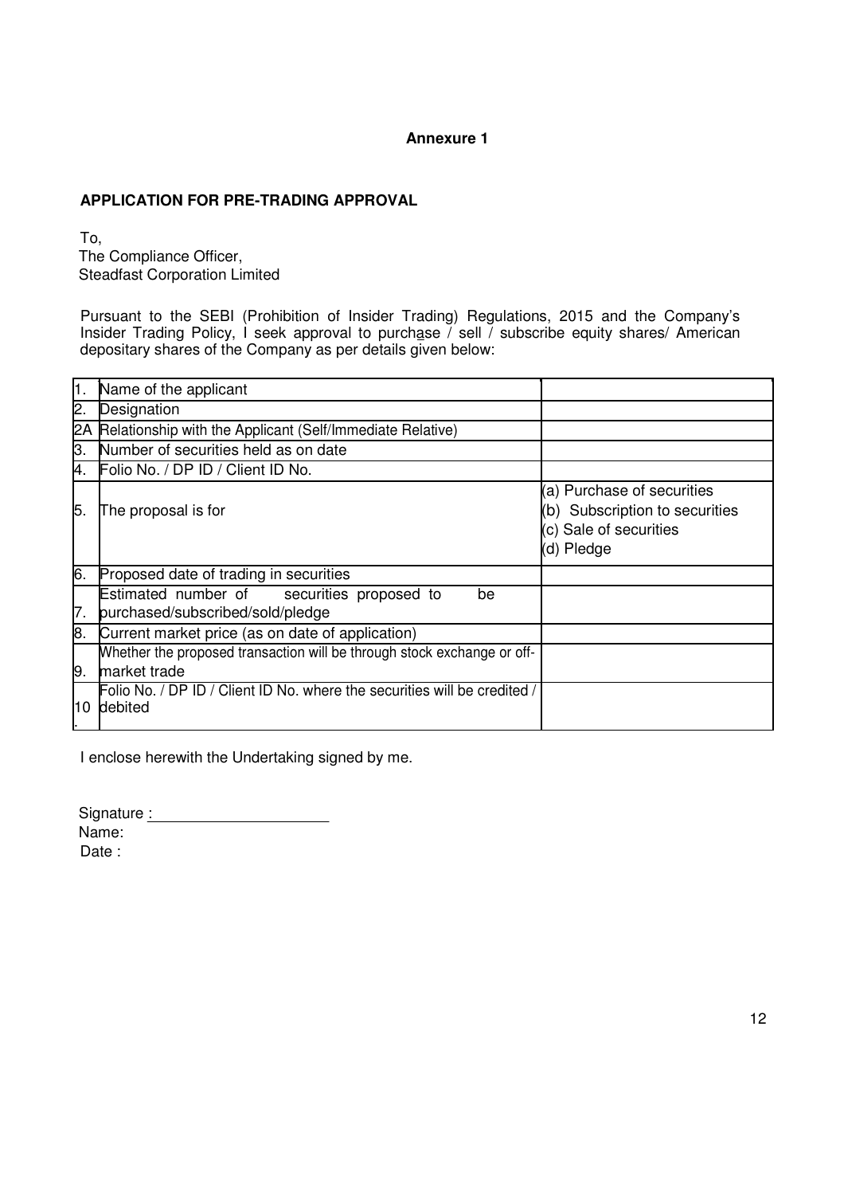**Annexure 1**

**APPLICATION FOR PRE-TRADING APPROVAL**

To,
The Compliance Officer,
Steadfast Corporation Limited

Pursuant to the SEBI (Prohibition of Insider Trading) Regulations, 2015 and the Company's Insider Trading Policy, I seek approval to purchase / sell / subscribe equity shares/ American depositary shares of the Company as per details given below:

| | | |
|---|---|---|
| 1. | Name of the applicant | |
| 2. | Designation | |
| 2A | Relationship with the Applicant (Self/Immediate Relative) | |
| 3. | Number of securities held as on date | |
| 4. | Folio No. / DP ID / Client ID No. | |
| 5. | The proposal is for | (a) Purchase of securities<br>(b) Subscription to securities<br>(c) Sale of securities<br>(d) Pledge |
| 6. | Proposed date of trading in securities | |
| 7. | Estimated number of securities proposed to be purchased/subscribed/sold/pledge | |
| 8. | Current market price (as on date of application) | |
| 9. | Whether the proposed transaction will be through stock exchange or off-market trade | |
| 10. | Folio No. / DP ID / Client ID No. where the securities will be credited / debited | |

I enclose herewith the Undertaking signed by me.

Signature : ____________________
Name:
Date :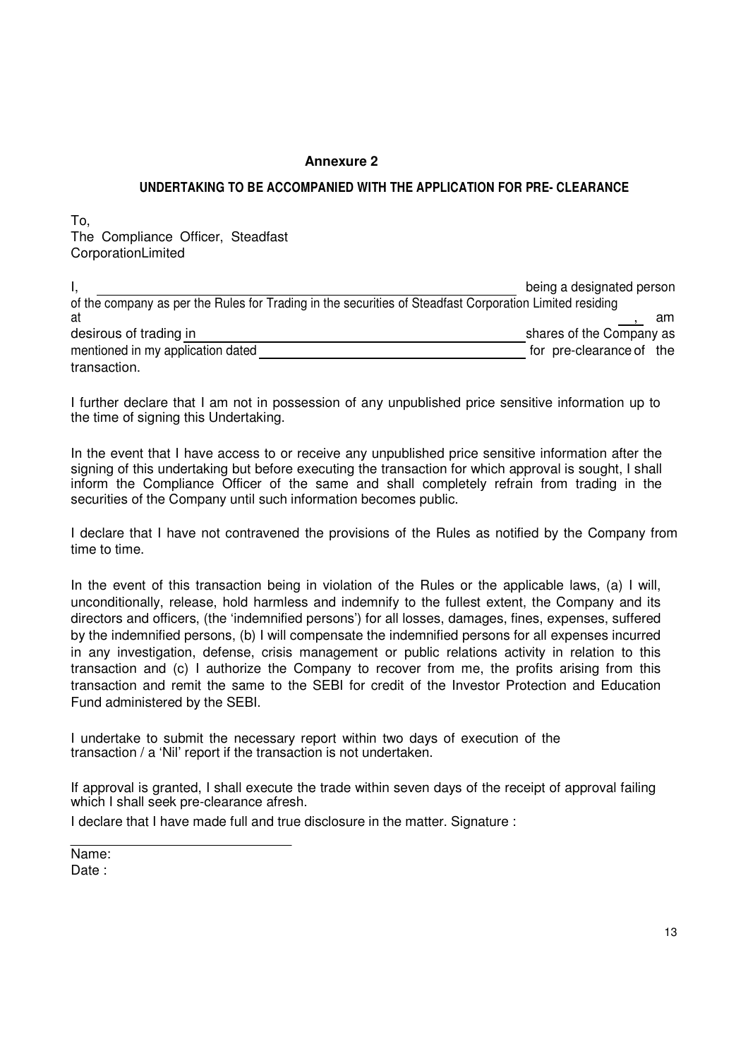**Annexure 2**

**UNDERTAKING TO BE ACCOMPANIED WITH THE APPLICATION FOR PRE- CLEARANCE**

To,
The Compliance Officer, Steadfast CorporationLimited

I, ______________________________________________ being a designated person of the company as per the Rules for Trading in the securities of Steadfast Corporation Limited residing at ___, am desirous of trading in ______________________________ shares of the Company as mentioned in my application dated ______________________________ for pre-clearance of the transaction.

I further declare that I am not in possession of any unpublished price sensitive information up to the time of signing this Undertaking.

In the event that I have access to or receive any unpublished price sensitive information after the signing of this undertaking but before executing the transaction for which approval is sought, I shall inform the Compliance Officer of the same and shall completely refrain from trading in the securities of the Company until such information becomes public.

I declare that I have not contravened the provisions of the Rules as notified by the Company from time to time.

In the event of this transaction being in violation of the Rules or the applicable laws, (a) I will, unconditionally, release, hold harmless and indemnify to the fullest extent, the Company and its directors and officers, (the 'indemnified persons') for all losses, damages, fines, expenses, suffered by the indemnified persons, (b) I will compensate the indemnified persons for all expenses incurred in any investigation, defense, crisis management or public relations activity in relation to this transaction and (c) I authorize the Company to recover from me, the profits arising from this transaction and remit the same to the SEBI for credit of the Investor Protection and Education Fund administered by the SEBI.

I undertake to submit the necessary report within two days of execution of the transaction / a 'Nil' report if the transaction is not undertaken.

If approval is granted, I shall execute the trade within seven days of the receipt of approval failing which I shall seek pre-clearance afresh.

I declare that I have made full and true disclosure in the matter. Signature :

______________________________
Name:
Date :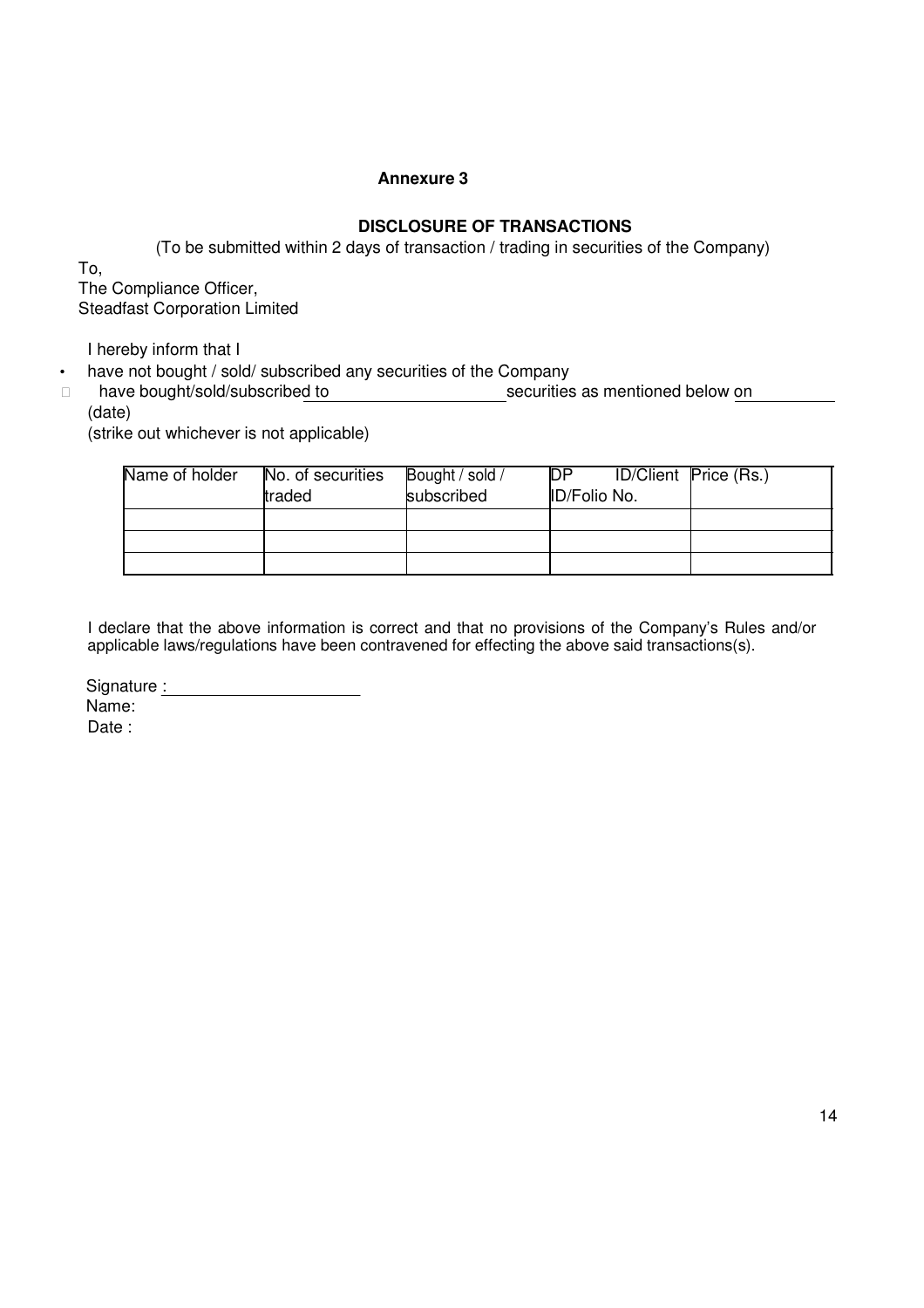**Annexure 3**

**DISCLOSURE OF TRANSACTIONS**

(To be submitted within 2 days of transaction / trading in securities of the Company)

To,
The Compliance Officer,
Steadfast Corporation Limited

I hereby inform that I

- have not bought / sold/ subscribed any securities of the Company
- have bought/sold/subscribed to \_\_\_\_\_\_\_\_\_\_\_\_\_\_\_\_\_\_\_\_ securities as mentioned below on \_\_\_\_\_\_\_\_\_\_ (date)

(strike out whichever is not applicable)

| Name of holder | No. of securities traded | Bought / sold / subscribed | DP ID/Client ID/Folio No. | Price (Rs.) |
|---|---|---|---|---|
| | | | | |
| | | | | |
| | | | | |

I declare that the above information is correct and that no provisions of the Company's Rules and/or applicable laws/regulations have been contravened for effecting the above said transactions(s).

Signature : \_\_\_\_\_\_\_\_\_\_\_\_\_\_\_\_\_\_\_\_\_\_

Name:

Date :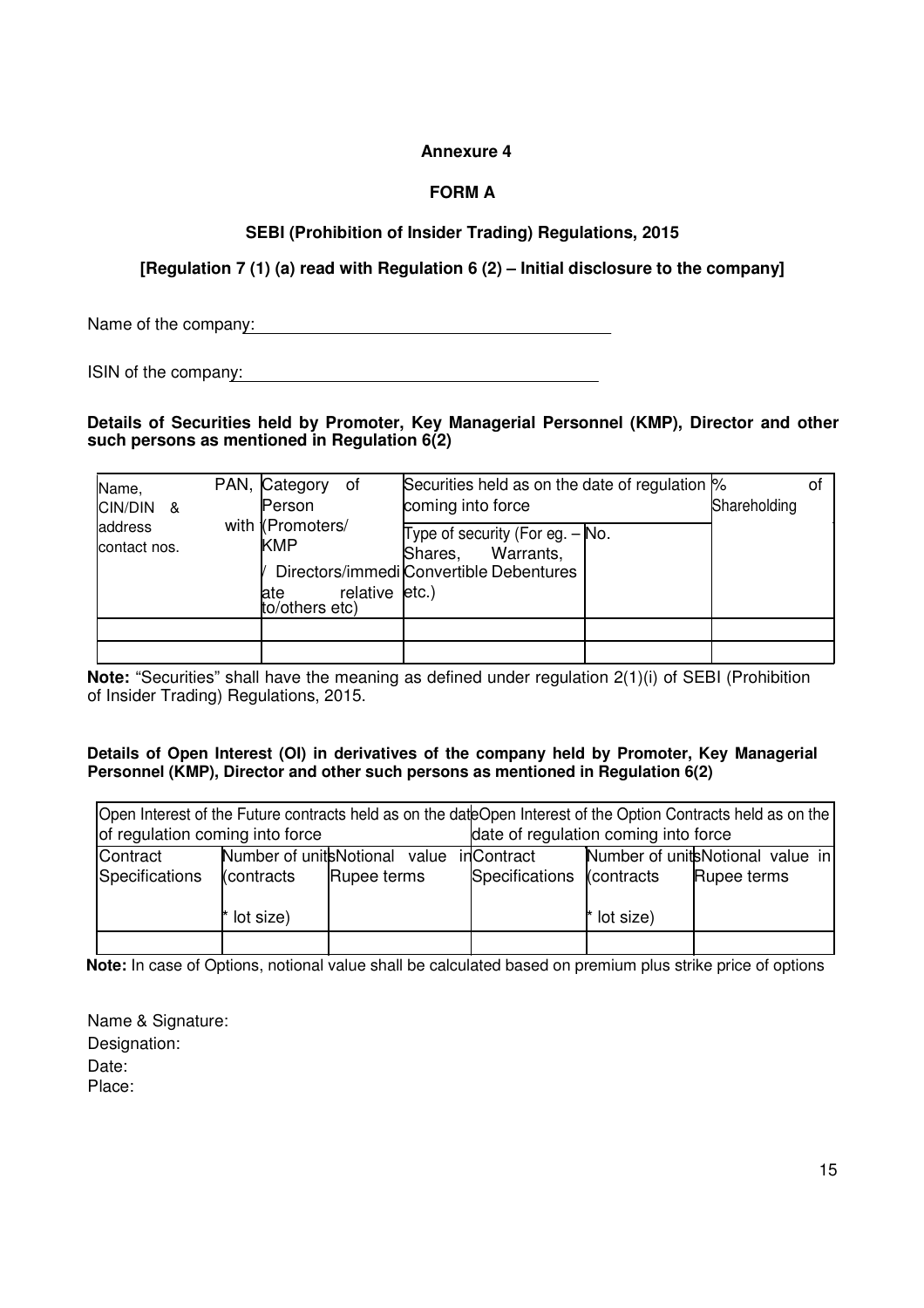**Annexure 4**

**FORM A**

**SEBI (Prohibition of Insider Trading) Regulations, 2015**

**[Regulation 7 (1) (a) read with Regulation 6 (2) – Initial disclosure to the company]**

Name of the company: ________________________________________

ISIN of the company: ________________________________________

**Details of Securities held by Promoter, Key Managerial Personnel (KMP), Director and other such persons as mentioned in Regulation 6(2)**

| Name, PAN, CIN/DIN & address with contact nos. | Category of Person (Promoters/ KMP / Directors/immediate relative to/others etc) | Securities held as on the date of regulation coming into force | | % of Shareholding |
|---|---|---|---|---|
| | | Type of security (For eg. – Shares, Warrants, Convertible Debentures etc.) | No. | |
| | | | | |
| | | | | |

**Note:** "Securities" shall have the meaning as defined under regulation 2(1)(i) of SEBI (Prohibition of Insider Trading) Regulations, 2015.

**Details of Open Interest (OI) in derivatives of the company held by Promoter, Key Managerial Personnel (KMP), Director and other such persons as mentioned in Regulation 6(2)**

| Open Interest of the Future contracts held as on the date of regulation coming into force | | | Open Interest of the Option Contracts held as on the date of regulation coming into force | | |
|---|---|---|---|---|---|
| Contract Specifications | Number of units (contracts * lot size) | Notional value in Rupee terms | Contract Specifications | Number of units (contracts * lot size) | Notional value in Rupee terms |
| | | | | | |

**Note:** In case of Options, notional value shall be calculated based on premium plus strike price of options

Name & Signature:
Designation:
Date:
Place: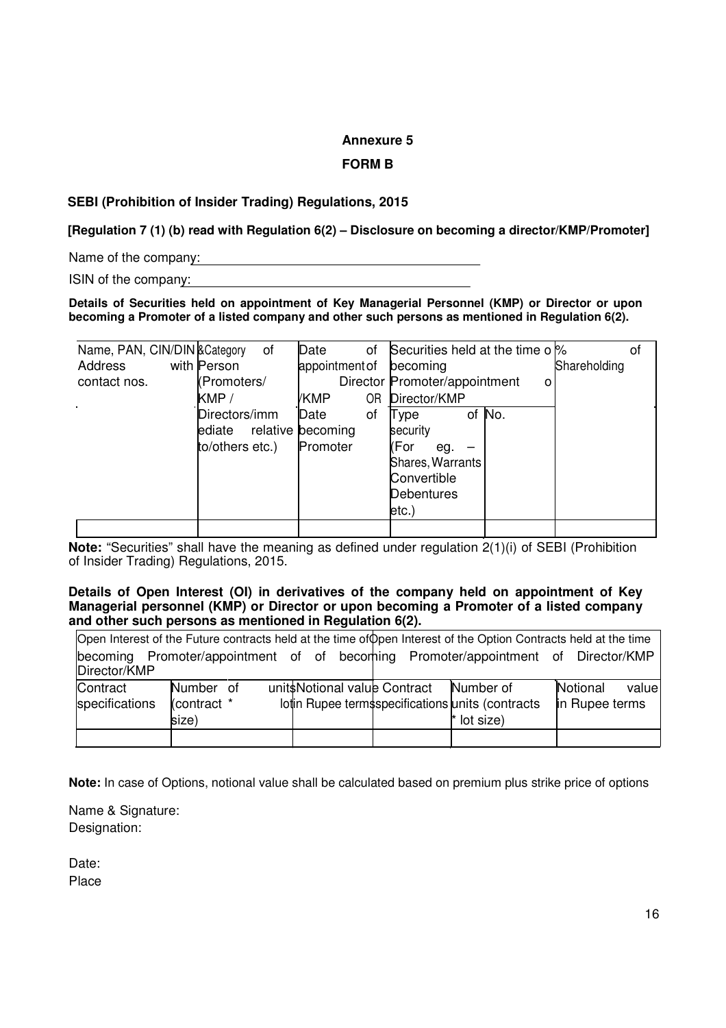**Annexure 5**

**FORM B**

**SEBI (Prohibition of Insider Trading) Regulations, 2015**

**[Regulation 7 (1) (b) read with Regulation 6(2) – Disclosure on becoming a director/KMP/Promoter]**

Name of the company:

ISIN of the company:

**Details of Securities held on appointment of Key Managerial Personnel (KMP) or Director or upon becoming a Promoter of a listed company and other such persons as mentioned in Regulation 6(2).**

| Name, PAN, CIN/DIN & Address with contact nos. | Category of Person (Promoters/ KMP / Directors/immediate relative to/others etc.) | Date of appointment of Director /KMP OR Date of becoming Promoter | Securities held at the time of becoming Promoter/appointment of Director/KMP | | % of Shareholding |
|---|---|---|---|---|---|
| | | | Type of security (For eg. – Shares, Warrants Convertible Debentures etc.) | No. | |
| | | | | | |

**Note:** "Securities" shall have the meaning as defined under regulation 2(1)(i) of SEBI (Prohibition of Insider Trading) Regulations, 2015.

**Details of Open Interest (OI) in derivatives of the company held on appointment of Key Managerial personnel (KMP) or Director or upon becoming a Promoter of a listed company and other such persons as mentioned in Regulation 6(2).**

| Open Interest of the Future contracts held at the time of becoming Promoter/appointment of Director/KMP | | | Open Interest of the Option Contracts held at the time of becoming Promoter/appointment of Director/KMP | | |
|---|---|---|---|---|---|
| Contract specifications | Number of units (contract * lot size) | Notional value in Rupee terms | Contract specifications | Number of units (contracts * lot size) | Notional value in Rupee terms |
| | | | | | |

**Note:** In case of Options, notional value shall be calculated based on premium plus strike price of options

Name & Signature:
Designation:

Date:
Place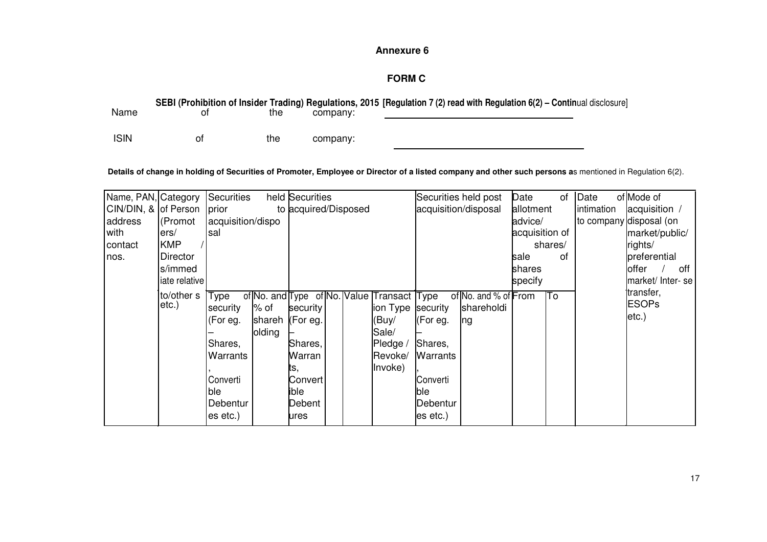## Annexure 6

## FORM C

**SEBI (Prohibition of Insider Trading) Regulations, 2015 [Regulation 7 (2) read with Regulation 6(2) – Continual disclosure]**

Name of the company: ____________________

ISIN of the company: ____________________

**Details of change in holding of Securities of Promoter, Employee or Director of a listed company and other such persons as mentioned in Regulation 6(2).**

| Name, PAN, CIN/DIN, & address with contact nos. | Category of Person (Promoters/ KMP / Directors/immediate relative to/others etc.) | Securities held prior to acquisition/disposal | | Securities acquired/Disposed | | | | Securities held post acquisition/disposal | | Date of allotment advice/ acquisition of shares/ sale of shares specify | | Date of intimation to company | Mode of acquisition / disposal (on market/public/ rights/ preferential offer / off market/ Inter-se transfer, ESOPs etc.) |
|---|---|---|---|---|---|---|---|---|---|---|---|---|---|
| | | Type of security (For eg. – Shares, Warrants, Convertible Debentures etc.) | No. and % of shareholding | Type of security (For eg. – Shares, Warrants, Convertible Debentures | No. | Value | Transaction Type (Buy/ Sale/ Pledge / Revoke/ Invoke) | Type of security (For eg. – Shares, Warrants, Convertible Debentures etc.) | No. and % of shareholding | From | To | | |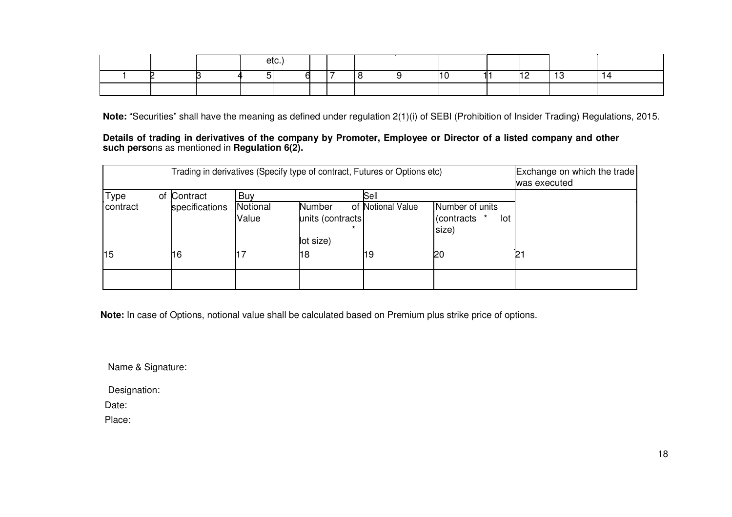| | | | | etc.) | | | | | | | | | |
|---|---|---|---|---|---|---|---|---|---|---|---|---|---|
| 1 | 2 | 3 | 4 | 5 | 6 | 7 | 8 | 9 | 10 | 11 | 12 | 13 | 14 |
| | | | | | | | | | | | | | |

**Note:** "Securities" shall have the meaning as defined under regulation 2(1)(i) of SEBI (Prohibition of Insider Trading) Regulations, 2015.

**Details of trading in derivatives of the company by Promoter, Employee or Director of a listed company and other such perso**ns as mentioned in **Regulation 6(2).**

| Trading in derivatives (Specify type of contract, Futures or Options etc) | | | | | | Exchange on which the trade was executed |
|---|---|---|---|---|---|---|
| Type of contract | Contract specifications | Buy | | Sell | | |
| | | Notional Value | Number of units (contracts * lot size) | Notional Value | Number of units (contracts * lot size) | |
| 15 | 16 | 17 | 18 | 19 | 20 | 21 |
| | | | | | | |

**Note:** In case of Options, notional value shall be calculated based on Premium plus strike price of options.

Name & Signature:

Designation:

Date:

Place: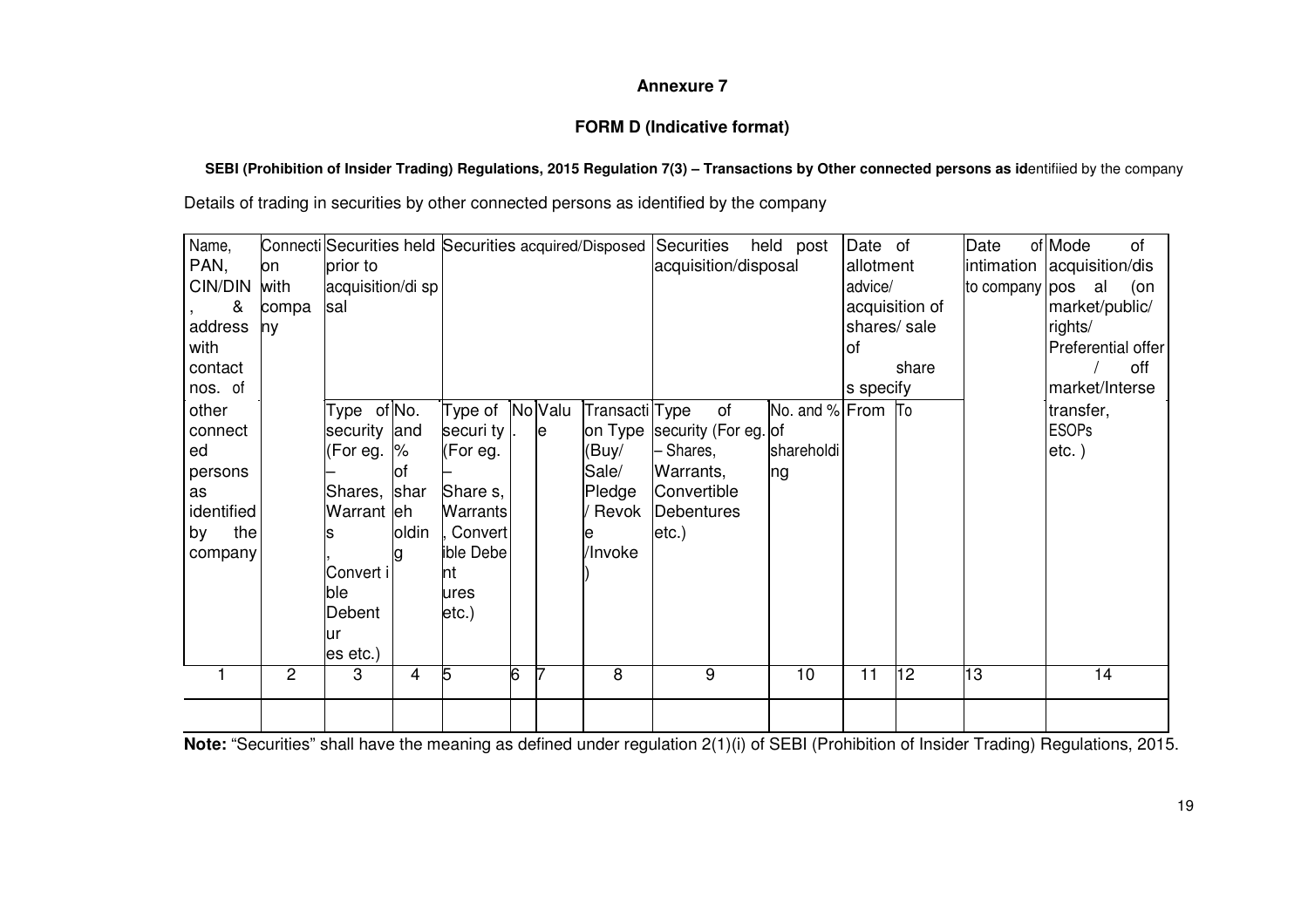**Annexure 7**

**FORM D (Indicative format)**

**SEBI (Prohibition of Insider Trading) Regulations, 2015 Regulation 7(3) – Transactions by Other connected persons as id**entifiied by the company

Details of trading in securities by other connected persons as identified by the company

| Name, PAN, CIN/DIN, & address with contact nos. of other connected persons as identified by the company | Connection with company | Securities held prior to acquisition/disposal | | Securities acquired/Disposed | | | | Securities held post acquisition/disposal | | Date of allotment advice/ acquisition of shares/ sale of shares specify | | Date of intimation to company | Mode of acquisition/disposal (on market/public/ rights/ Preferential offer / off market/Inter-se transfer, ESOPs etc. ) |
|---|---|---|---|---|---|---|---|---|---|---|---|---|---|
| | | Type of security (For eg. – Shares, Warrants, Convertible Debentures etc.) | No. and % of shareholding | Type of security (For eg. – Shares, Warrants, Convertible Debentures etc.) | No. | Value | Transaction Type (Buy/ Sale/ Pledge / Revoke /Invoke) | Type of security (For eg. – Shares, Warrants, Convertible Debentures etc.) | No. and % of shareholding | From | To | | |
| 1 | 2 | 3 | 4 | 5 | 6 | 7 | 8 | 9 | 10 | 11 | 12 | 13 | 14 |
| | | | | | | | | | | | | | |

**Note:** "Securities" shall have the meaning as defined under regulation 2(1)(i) of SEBI (Prohibition of Insider Trading) Regulations, 2015.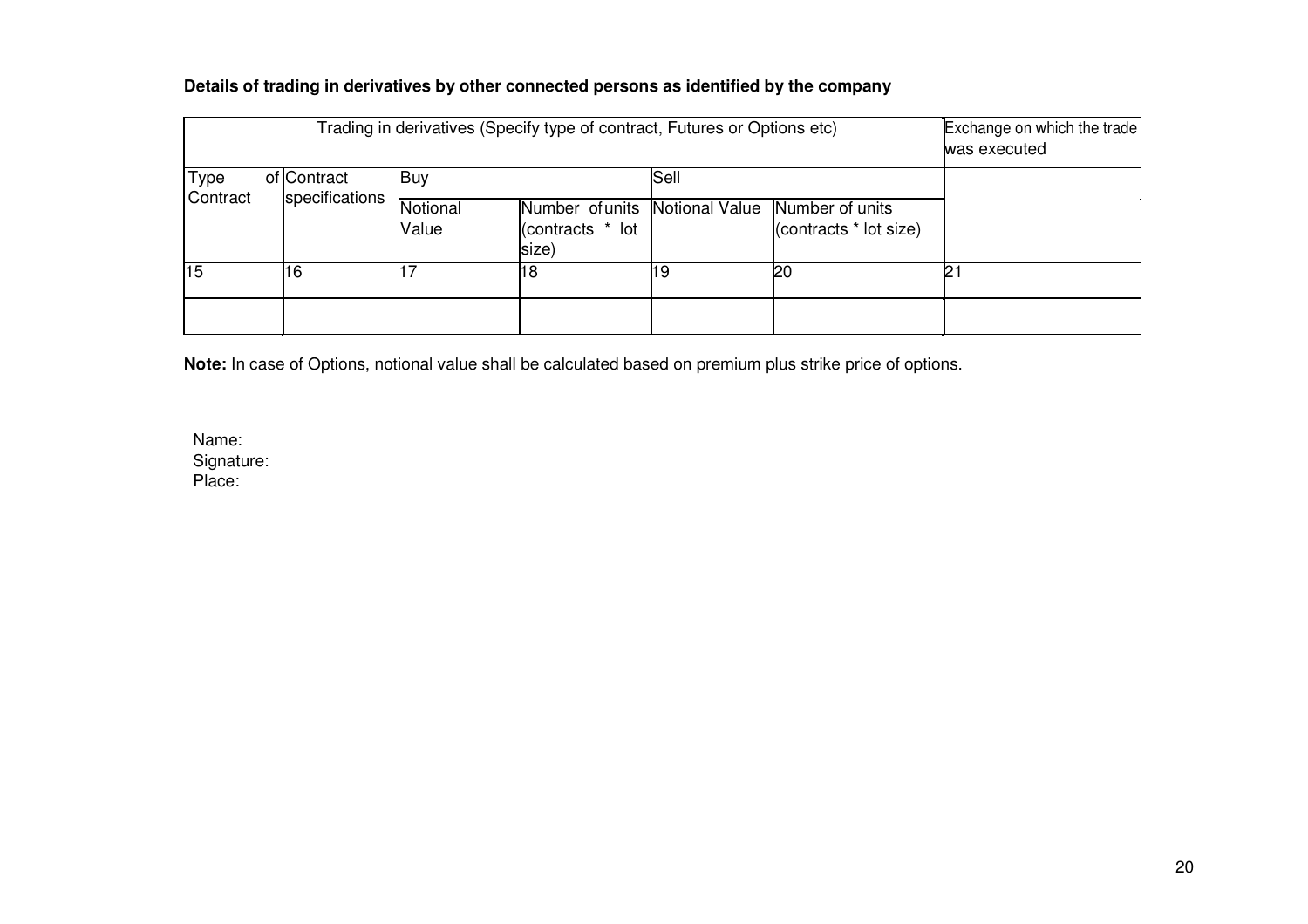**Details of trading in derivatives by other connected persons as identified by the company**

| Trading in derivatives (Specify type of contract, Futures or Options etc) | | | | | | Exchange on which the trade was executed |
|---|---|---|---|---|---|---|
| Type of Contract | Contract specifications | Buy | | Sell | | |
| | | Notional Value | Number of units (contracts * lot size) | Notional Value | Number of units (contracts * lot size) | |
| 15 | 16 | 17 | 18 | 19 | 20 | 21 |
| | | | | | | |

**Note:** In case of Options, notional value shall be calculated based on premium plus strike price of options.

Name:
Signature:
Place: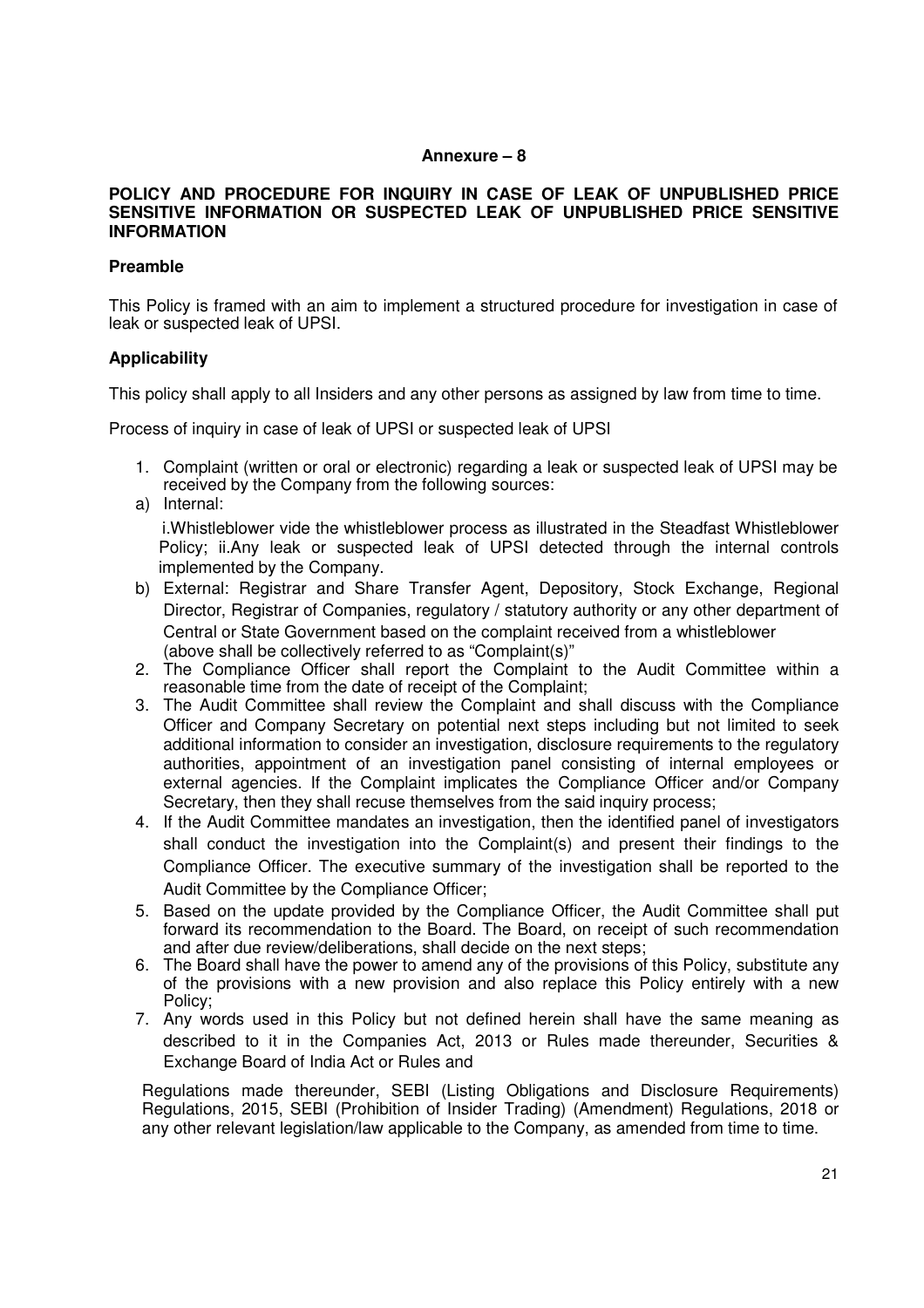**Annexure – 8**

**POLICY AND PROCEDURE FOR INQUIRY IN CASE OF LEAK OF UNPUBLISHED PRICE SENSITIVE INFORMATION OR SUSPECTED LEAK OF UNPUBLISHED PRICE SENSITIVE INFORMATION**

**Preamble**

This Policy is framed with an aim to implement a structured procedure for investigation in case of leak or suspected leak of UPSI.

**Applicability**

This policy shall apply to all Insiders and any other persons as assigned by law from time to time.

Process of inquiry in case of leak of UPSI or suspected leak of UPSI

1. Complaint (written or oral or electronic) regarding a leak or suspected leak of UPSI may be received by the Company from the following sources:

a) Internal:

   i.Whistleblower vide the whistleblower process as illustrated in the Steadfast Whistleblower Policy; ii.Any leak or suspected leak of UPSI detected through the internal controls implemented by the Company.

b) External: Registrar and Share Transfer Agent, Depository, Stock Exchange, Regional Director, Registrar of Companies, regulatory / statutory authority or any other department of Central or State Government based on the complaint received from a whistleblower
   (above shall be collectively referred to as "Complaint(s)"

2. The Compliance Officer shall report the Complaint to the Audit Committee within a reasonable time from the date of receipt of the Complaint;
3. The Audit Committee shall review the Complaint and shall discuss with the Compliance Officer and Company Secretary on potential next steps including but not limited to seek additional information to consider an investigation, disclosure requirements to the regulatory authorities, appointment of an investigation panel consisting of internal employees or external agencies. If the Complaint implicates the Compliance Officer and/or Company Secretary, then they shall recuse themselves from the said inquiry process;
4. If the Audit Committee mandates an investigation, then the identified panel of investigators shall conduct the investigation into the Complaint(s) and present their findings to the Compliance Officer. The executive summary of the investigation shall be reported to the Audit Committee by the Compliance Officer;
5. Based on the update provided by the Compliance Officer, the Audit Committee shall put forward its recommendation to the Board. The Board, on receipt of such recommendation and after due review/deliberations, shall decide on the next steps;
6. The Board shall have the power to amend any of the provisions of this Policy, substitute any of the provisions with a new provision and also replace this Policy entirely with a new Policy;
7. Any words used in this Policy but not defined herein shall have the same meaning as described to it in the Companies Act, 2013 or Rules made thereunder, Securities & Exchange Board of India Act or Rules and

Regulations made thereunder, SEBI (Listing Obligations and Disclosure Requirements) Regulations, 2015, SEBI (Prohibition of Insider Trading) (Amendment) Regulations, 2018 or any other relevant legislation/law applicable to the Company, as amended from time to time.